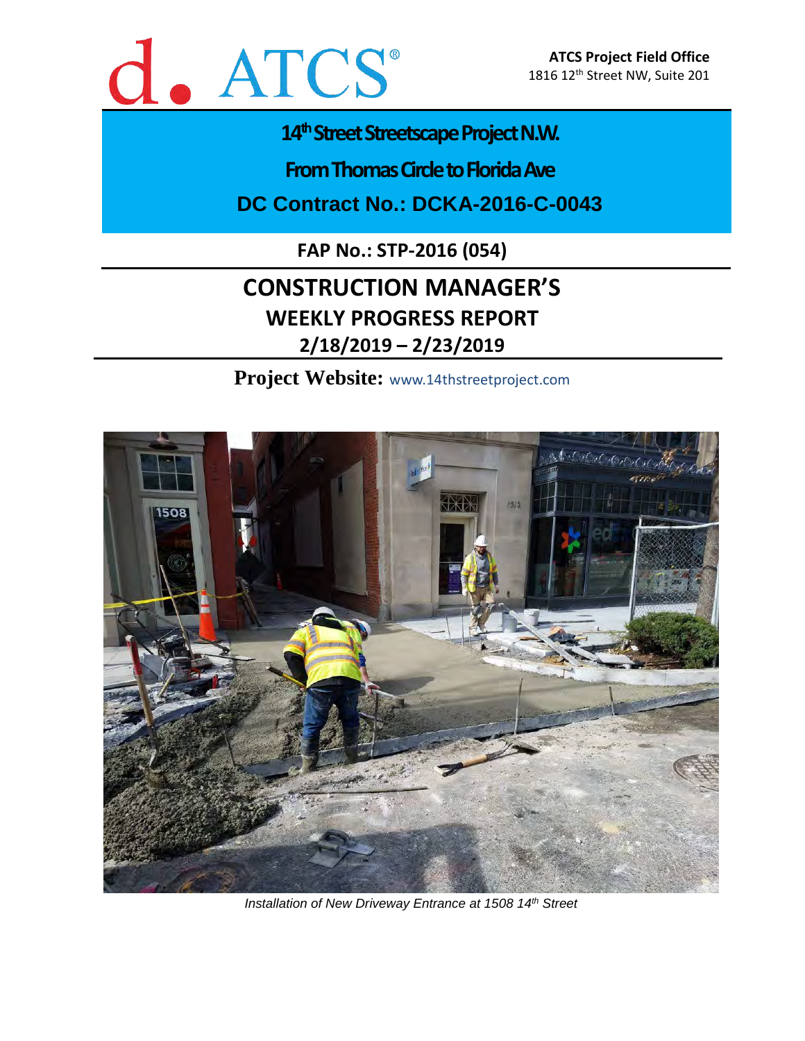d. ATCS®

**ATCS Project Field Office**
1816 12th Street NW, Suite 201

# 14th Street Streetscape Project N.W.

## From Thomas Circle to Florida Ave

## DC Contract No.: DCKA-2016-C-0043

**FAP No.: STP-2016 (054)**

# CONSTRUCTION MANAGER'S

## WEEKLY PROGRESS REPORT

## 2/18/2019 – 2/23/2019

**Project Website:** www.14thstreetproject.com

*Installation of New Driveway Entrance at 1508 14th Street*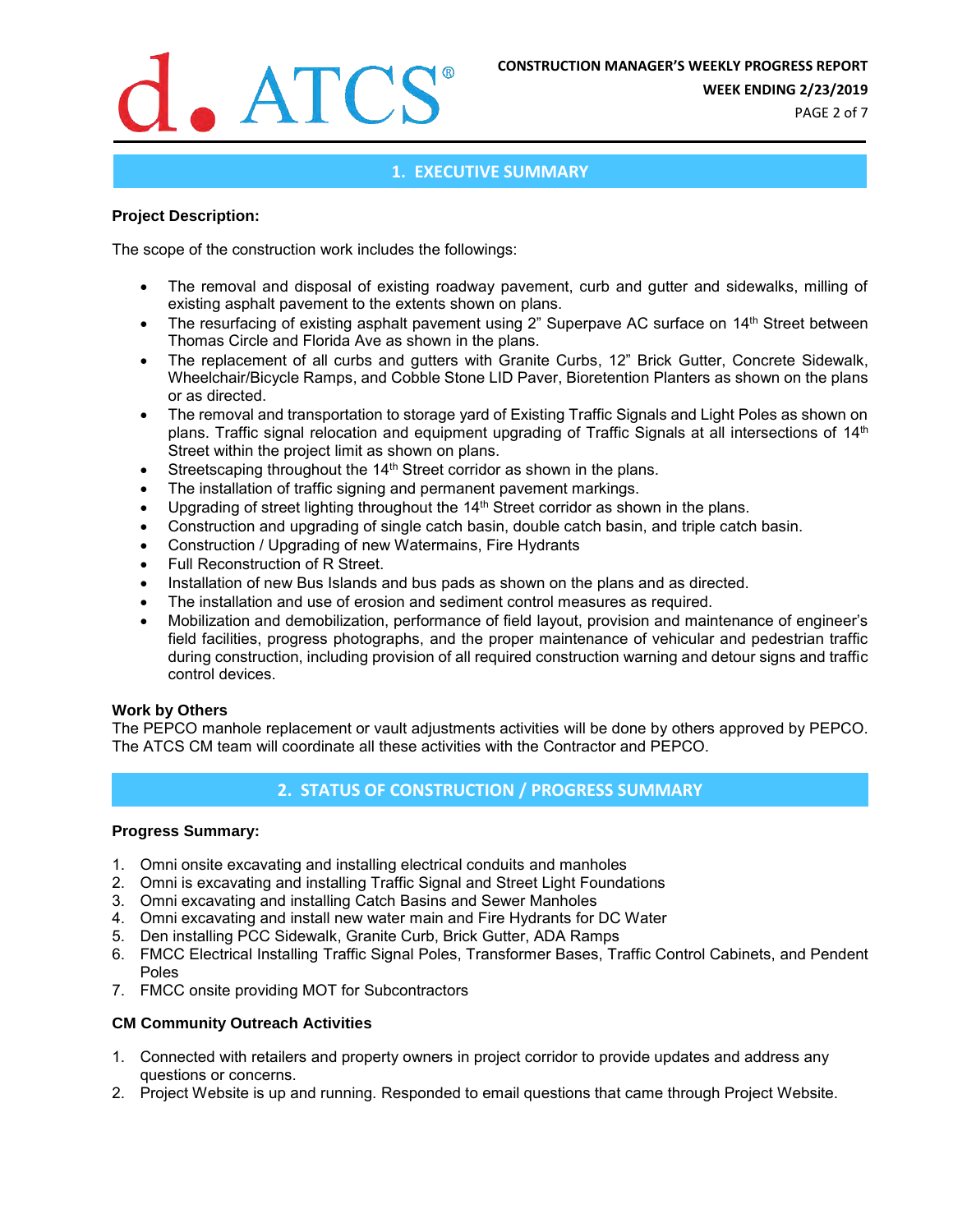## 1. EXECUTIVE SUMMARY

**Project Description:**

The scope of the construction work includes the followings:

- The removal and disposal of existing roadway pavement, curb and gutter and sidewalks, milling of existing asphalt pavement to the extents shown on plans.
- The resurfacing of existing asphalt pavement using 2" Superpave AC surface on 14th Street between Thomas Circle and Florida Ave as shown in the plans.
- The replacement of all curbs and gutters with Granite Curbs, 12" Brick Gutter, Concrete Sidewalk, Wheelchair/Bicycle Ramps, and Cobble Stone LID Paver, Bioretention Planters as shown on the plans or as directed.
- The removal and transportation to storage yard of Existing Traffic Signals and Light Poles as shown on plans. Traffic signal relocation and equipment upgrading of Traffic Signals at all intersections of 14th Street within the project limit as shown on plans.
- Streetscaping throughout the 14th Street corridor as shown in the plans.
- The installation of traffic signing and permanent pavement markings.
- Upgrading of street lighting throughout the 14th Street corridor as shown in the plans.
- Construction and upgrading of single catch basin, double catch basin, and triple catch basin.
- Construction / Upgrading of new Watermains, Fire Hydrants
- Full Reconstruction of R Street.
- Installation of new Bus Islands and bus pads as shown on the plans and as directed.
- The installation and use of erosion and sediment control measures as required.
- Mobilization and demobilization, performance of field layout, provision and maintenance of engineer's field facilities, progress photographs, and the proper maintenance of vehicular and pedestrian traffic during construction, including provision of all required construction warning and detour signs and traffic control devices.

**Work by Others**

The PEPCO manhole replacement or vault adjustments activities will be done by others approved by PEPCO. The ATCS CM team will coordinate all these activities with the Contractor and PEPCO.

## 2. STATUS OF CONSTRUCTION / PROGRESS SUMMARY

**Progress Summary:**

1. Omni onsite excavating and installing electrical conduits and manholes
2. Omni is excavating and installing Traffic Signal and Street Light Foundations
3. Omni excavating and installing Catch Basins and Sewer Manholes
4. Omni excavating and install new water main and Fire Hydrants for DC Water
5. Den installing PCC Sidewalk, Granite Curb, Brick Gutter, ADA Ramps
6. FMCC Electrical Installing Traffic Signal Poles, Transformer Bases, Traffic Control Cabinets, and Pendent Poles
7. FMCC onsite providing MOT for Subcontractors

**CM Community Outreach Activities**

1. Connected with retailers and property owners in project corridor to provide updates and address any questions or concerns.
2. Project Website is up and running. Responded to email questions that came through Project Website.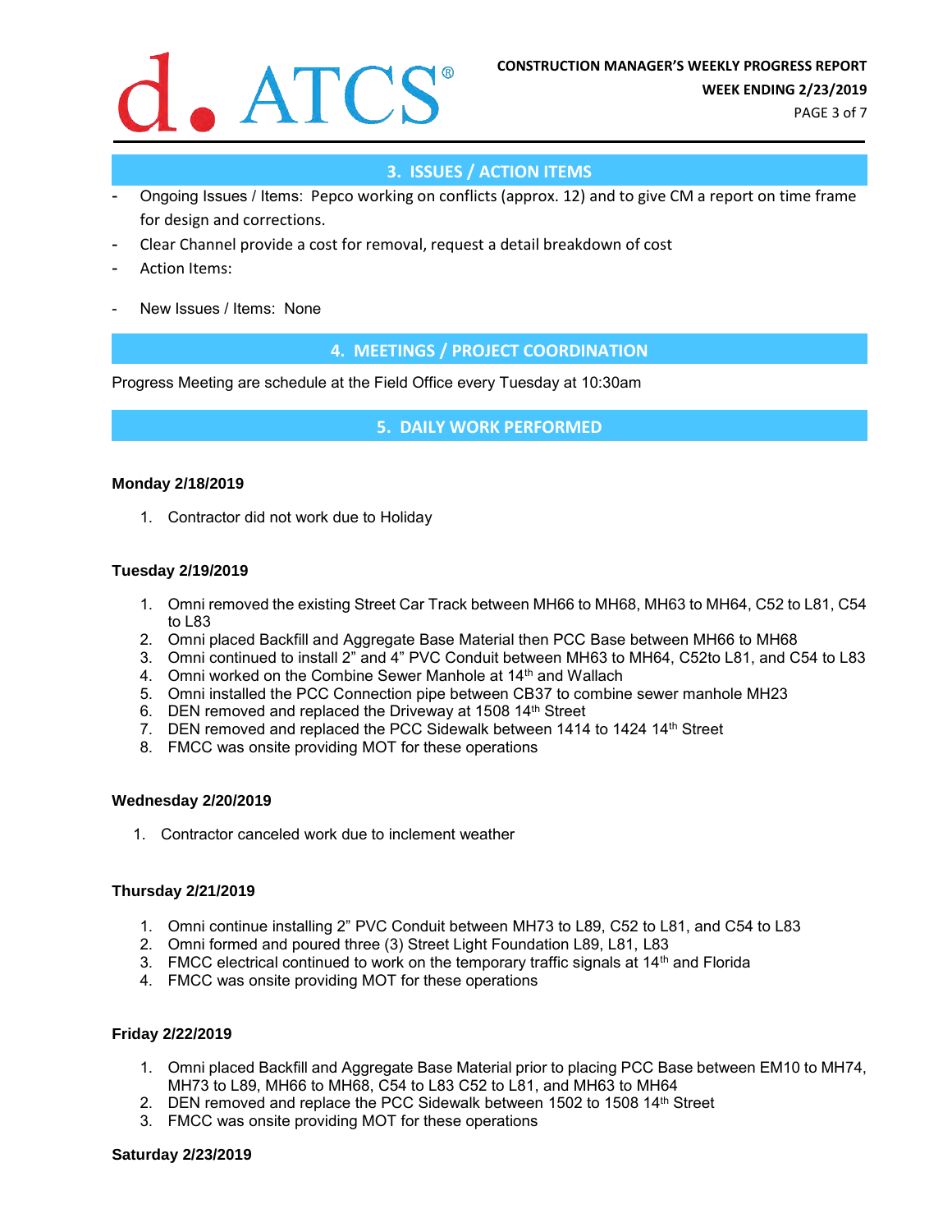## 3. ISSUES / ACTION ITEMS

- Ongoing Issues / Items: Pepco working on conflicts (approx. 12) and to give CM a report on time frame for design and corrections.
- Clear Channel provide a cost for removal, request a detail breakdown of cost
- Action Items:
- New Issues / Items: None

## 4. MEETINGS / PROJECT COORDINATION

Progress Meeting are schedule at the Field Office every Tuesday at 10:30am

## 5. DAILY WORK PERFORMED

**Monday 2/18/2019**

1. Contractor did not work due to Holiday

**Tuesday 2/19/2019**

1. Omni removed the existing Street Car Track between MH66 to MH68, MH63 to MH64, C52 to L81, C54 to L83
2. Omni placed Backfill and Aggregate Base Material then PCC Base between MH66 to MH68
3. Omni continued to install 2" and 4" PVC Conduit between MH63 to MH64, C52to L81, and C54 to L83
4. Omni worked on the Combine Sewer Manhole at 14th and Wallach
5. Omni installed the PCC Connection pipe between CB37 to combine sewer manhole MH23
6. DEN removed and replaced the Driveway at 1508 14th Street
7. DEN removed and replaced the PCC Sidewalk between 1414 to 1424 14th Street
8. FMCC was onsite providing MOT for these operations

**Wednesday 2/20/2019**

1. Contractor canceled work due to inclement weather

**Thursday 2/21/2019**

1. Omni continue installing 2" PVC Conduit between MH73 to L89, C52 to L81, and C54 to L83
2. Omni formed and poured three (3) Street Light Foundation L89, L81, L83
3. FMCC electrical continued to work on the temporary traffic signals at 14th and Florida
4. FMCC was onsite providing MOT for these operations

**Friday 2/22/2019**

1. Omni placed Backfill and Aggregate Base Material prior to placing PCC Base between EM10 to MH74, MH73 to L89, MH66 to MH68, C54 to L83 C52 to L81, and MH63 to MH64
2. DEN removed and replace the PCC Sidewalk between 1502 to 1508 14th Street
3. FMCC was onsite providing MOT for these operations

**Saturday 2/23/2019**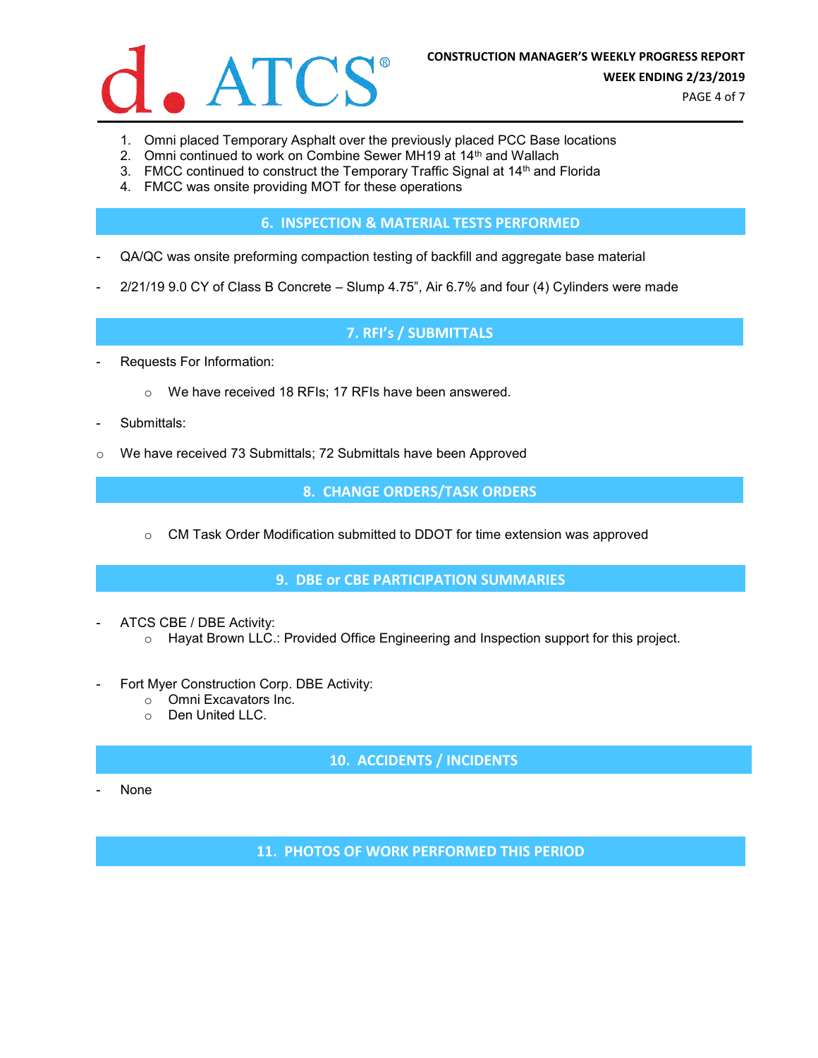1. Omni placed Temporary Asphalt over the previously placed PCC Base locations
2. Omni continued to work on Combine Sewer MH19 at 14th and Wallach
3. FMCC continued to construct the Temporary Traffic Signal at 14th and Florida
4. FMCC was onsite providing MOT for these operations

## 6. INSPECTION & MATERIAL TESTS PERFORMED

- QA/QC was onsite preforming compaction testing of backfill and aggregate base material
- 2/21/19 9.0 CY of Class B Concrete – Slump 4.75", Air 6.7% and four (4) Cylinders were made

## 7. RFI's / SUBMITTALS

- Requests For Information:
  - We have received 18 RFIs; 17 RFIs have been answered.
- Submittals:
  - We have received 73 Submittals; 72 Submittals have been Approved

## 8. CHANGE ORDERS/TASK ORDERS

- CM Task Order Modification submitted to DDOT for time extension was approved

## 9. DBE or CBE PARTICIPATION SUMMARIES

- ATCS CBE / DBE Activity:
  - Hayat Brown LLC.: Provided Office Engineering and Inspection support for this project.
- Fort Myer Construction Corp. DBE Activity:
  - Omni Excavators Inc.
  - Den United LLC.

## 10. ACCIDENTS / INCIDENTS

- None

## 11. PHOTOS OF WORK PERFORMED THIS PERIOD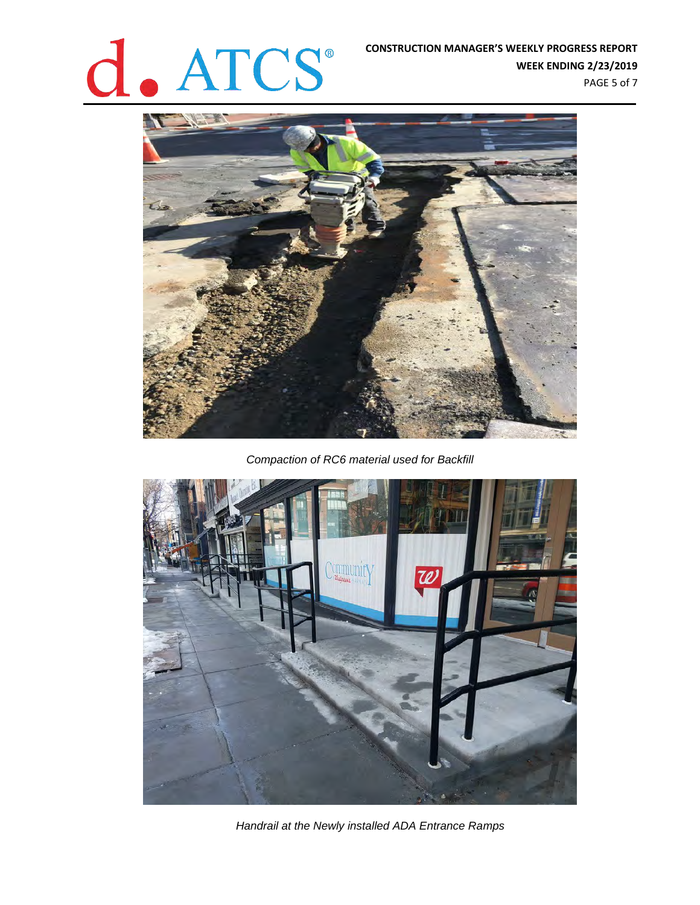*Compaction of RC6 material used for Backfill*

*Handrail at the Newly installed ADA Entrance Ramps*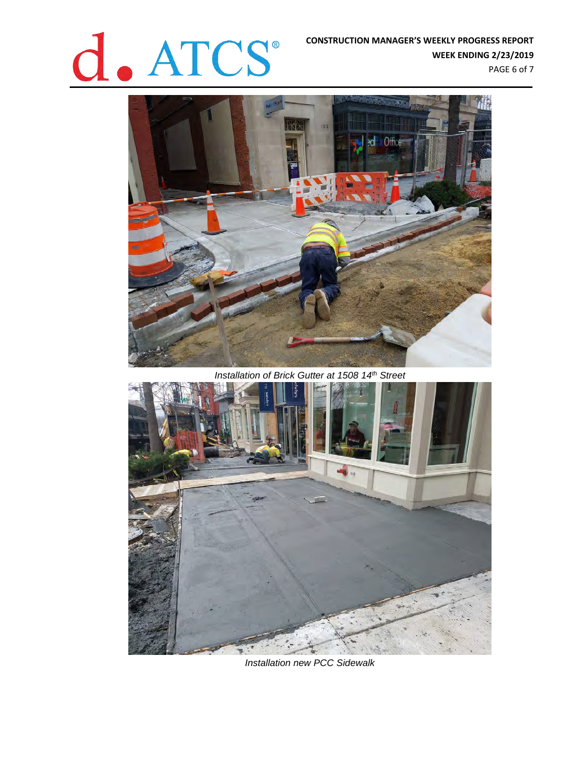*Installation of Brick Gutter at 1508 14th Street*

*Installation new PCC Sidewalk*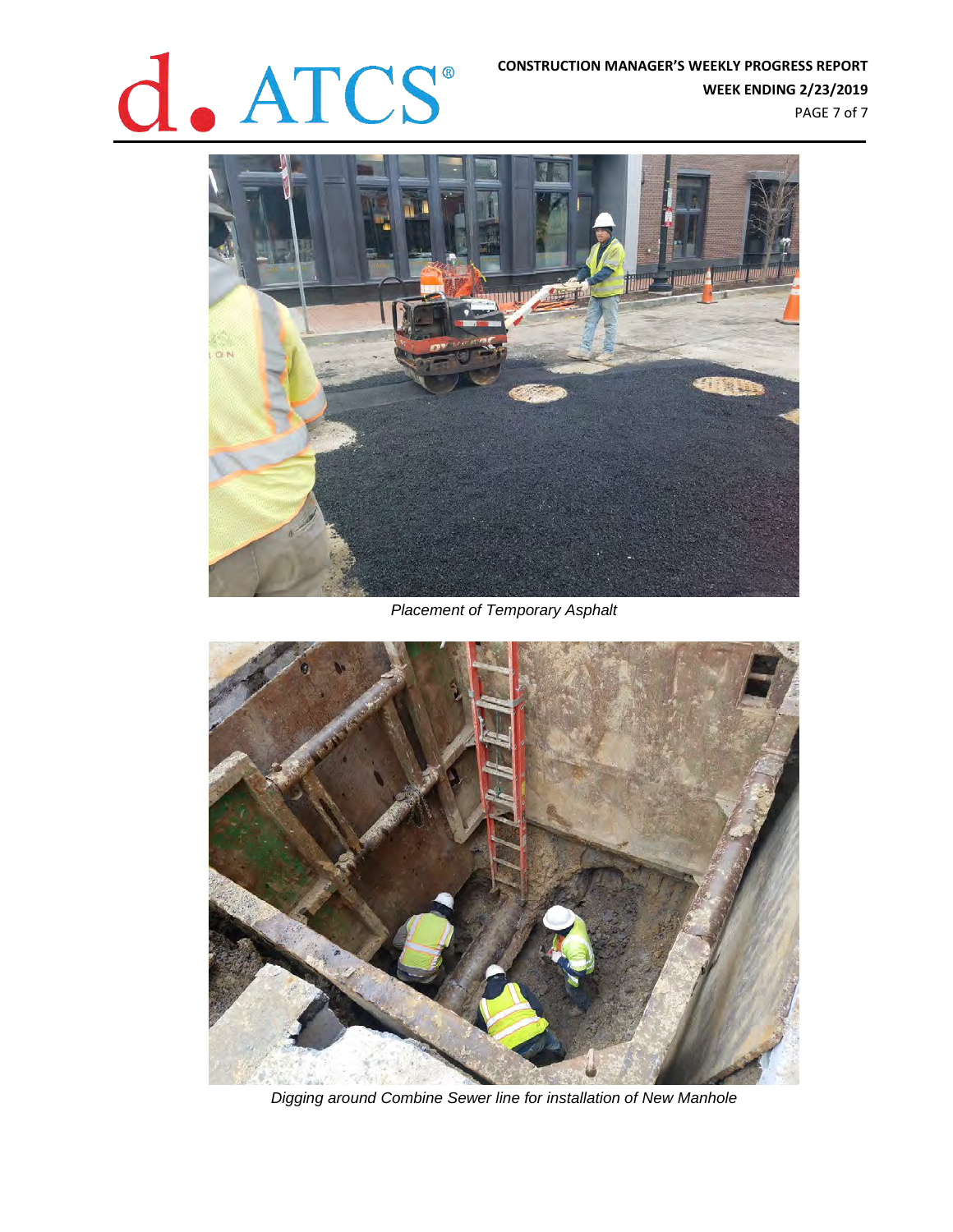*Placement of Temporary Asphalt*

*Digging around Combine Sewer line for installation of New Manhole*